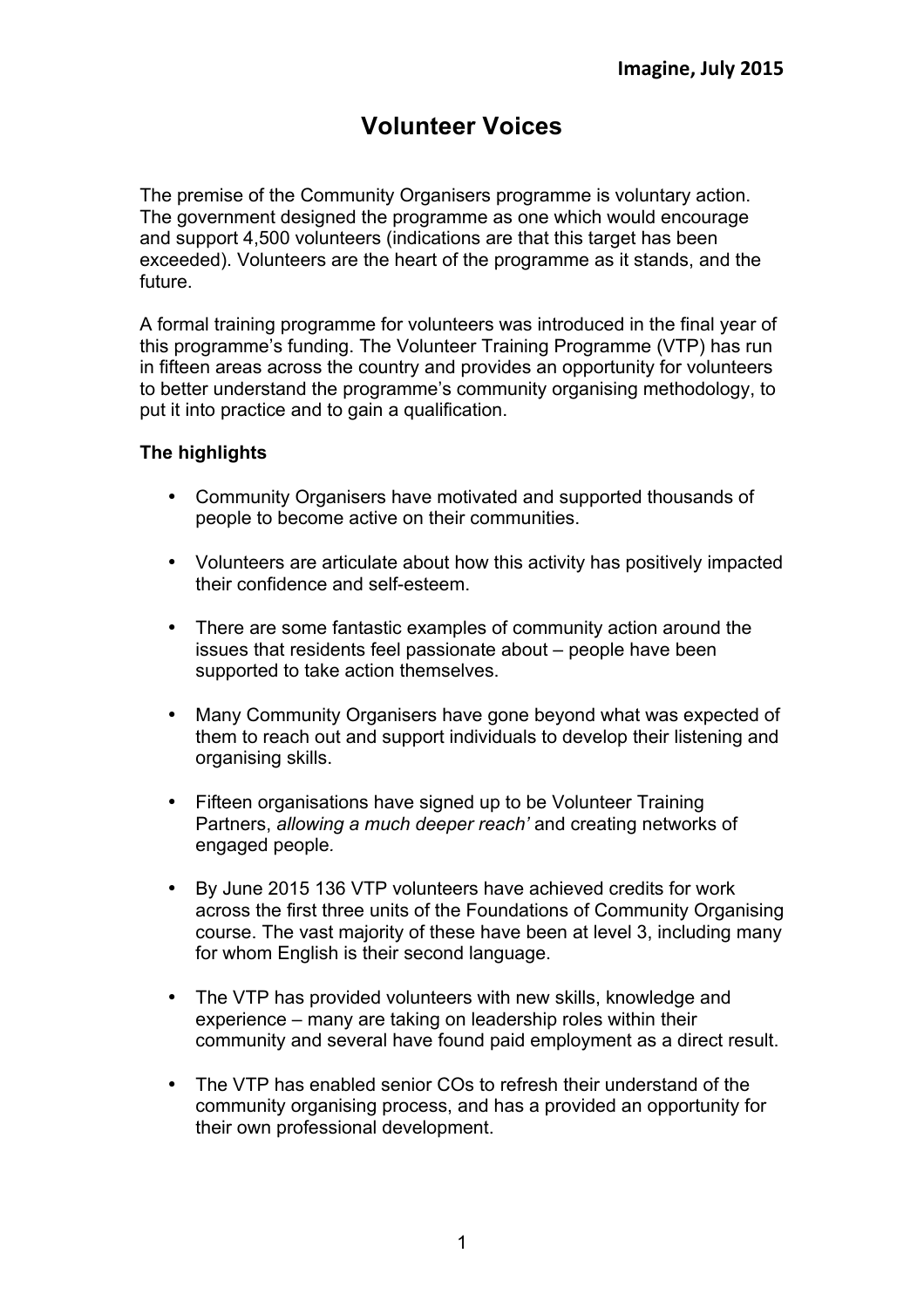**Imagine, July 2015**

# Volunteer Voices

The premise of the Community Organisers programme is voluntary action. The government designed the programme as one which would encourage and support 4,500 volunteers (indications are that this target has been exceeded). Volunteers are the heart of the programme as it stands, and the future.

A formal training programme for volunteers was introduced in the final year of this programme's funding. The Volunteer Training Programme (VTP) has run in fifteen areas across the country and provides an opportunity for volunteers to better understand the programme's community organising methodology, to put it into practice and to gain a qualification.

**The highlights**

- Community Organisers have motivated and supported thousands of people to become active on their communities.
- Volunteers are articulate about how this activity has positively impacted their confidence and self-esteem.
- There are some fantastic examples of community action around the issues that residents feel passionate about – people have been supported to take action themselves.
- Many Community Organisers have gone beyond what was expected of them to reach out and support individuals to develop their listening and organising skills.
- Fifteen organisations have signed up to be Volunteer Training Partners, *allowing a much deeper reach'* and creating networks of engaged people.
- By June 2015 136 VTP volunteers have achieved credits for work across the first three units of the Foundations of Community Organising course. The vast majority of these have been at level 3, including many for whom English is their second language.
- The VTP has provided volunteers with new skills, knowledge and experience – many are taking on leadership roles within their community and several have found paid employment as a direct result.
- The VTP has enabled senior COs to refresh their understand of the community organising process, and has a provided an opportunity for their own professional development.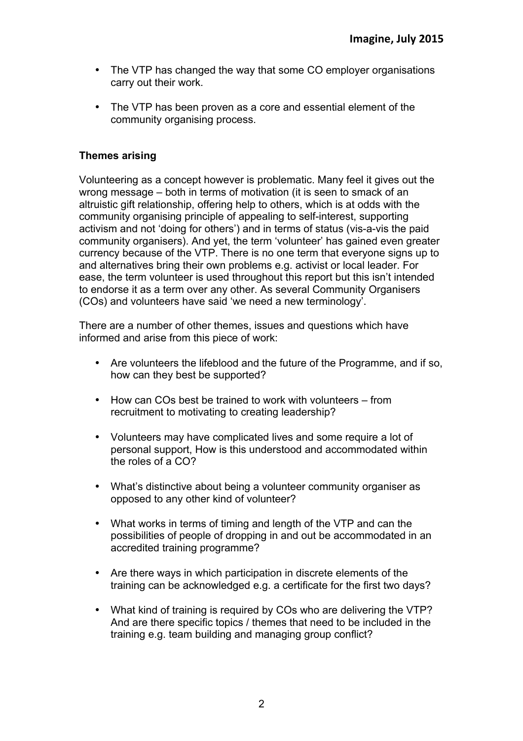- The VTP has changed the way that some CO employer organisations carry out their work.

- The VTP has been proven as a core and essential element of the community organising process.

**Themes arising**

Volunteering as a concept however is problematic. Many feel it gives out the wrong message – both in terms of motivation (it is seen to smack of an altruistic gift relationship, offering help to others, which is at odds with the community organising principle of appealing to self-interest, supporting activism and not 'doing for others') and in terms of status (vis-a-vis the paid community organisers). And yet, the term 'volunteer' has gained even greater currency because of the VTP. There is no one term that everyone signs up to and alternatives bring their own problems e.g. activist or local leader. For ease, the term volunteer is used throughout this report but this isn't intended to endorse it as a term over any other. As several Community Organisers (COs) and volunteers have said 'we need a new terminology'.

There are a number of other themes, issues and questions which have informed and arise from this piece of work:

- Are volunteers the lifeblood and the future of the Programme, and if so, how can they best be supported?

- How can COs best be trained to work with volunteers – from recruitment to motivating to creating leadership?

- Volunteers may have complicated lives and some require a lot of personal support, How is this understood and accommodated within the roles of a CO?

- What's distinctive about being a volunteer community organiser as opposed to any other kind of volunteer?

- What works in terms of timing and length of the VTP and can the possibilities of people of dropping in and out be accommodated in an accredited training programme?

- Are there ways in which participation in discrete elements of the training can be acknowledged e.g. a certificate for the first two days?

- What kind of training is required by COs who are delivering the VTP? And are there specific topics / themes that need to be included in the training e.g. team building and managing group conflict?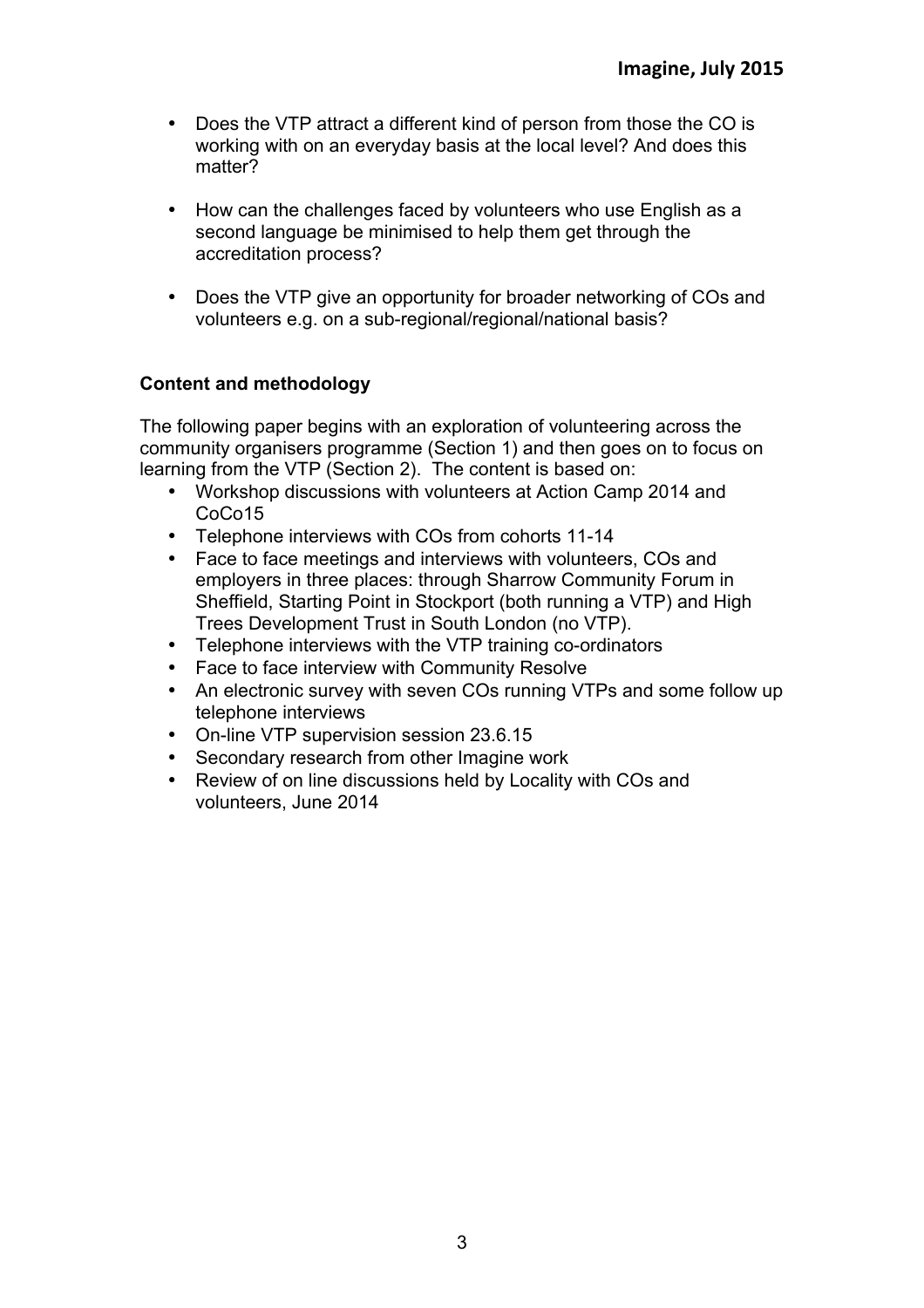- Does the VTP attract a different kind of person from those the CO is working with on an everyday basis at the local level? And does this matter?

- How can the challenges faced by volunteers who use English as a second language be minimised to help them get through the accreditation process?

- Does the VTP give an opportunity for broader networking of COs and volunteers e.g. on a sub-regional/regional/national basis?

**Content and methodology**

The following paper begins with an exploration of volunteering across the community organisers programme (Section 1) and then goes on to focus on learning from the VTP (Section 2). The content is based on:

- Workshop discussions with volunteers at Action Camp 2014 and CoCo15
- Telephone interviews with COs from cohorts 11-14
- Face to face meetings and interviews with volunteers, COs and employers in three places: through Sharrow Community Forum in Sheffield, Starting Point in Stockport (both running a VTP) and High Trees Development Trust in South London (no VTP).
- Telephone interviews with the VTP training co-ordinators
- Face to face interview with Community Resolve
- An electronic survey with seven COs running VTPs and some follow up telephone interviews
- On-line VTP supervision session 23.6.15
- Secondary research from other Imagine work
- Review of on line discussions held by Locality with COs and volunteers, June 2014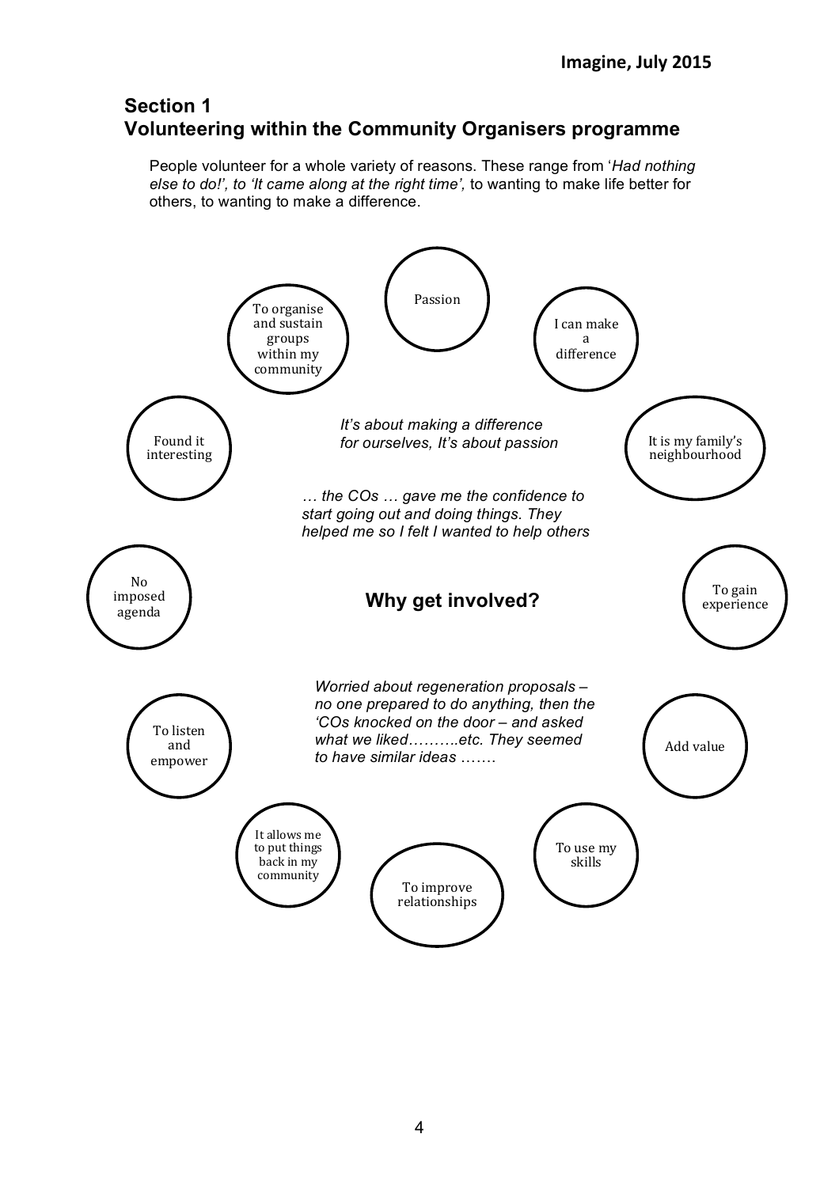## Section 1
## Volunteering within the Community Organisers programme

People volunteer for a whole variety of reasons. These range from '*Had nothing else to do!', to 'It came along at the right time',* to wanting to make life better for others, to wanting to make a difference.

**Why get involved?**

- Passion
- I can make a difference
- It is my family's neighbourhood
- To gain experience
- Add value
- To use my skills
- To improve relationships
- It allows me to put things back in my community
- To listen and empower
- No imposed agenda
- Found it interesting
- To organise and sustain groups within my community

*It's about making a difference for ourselves, It's about passion*

*… the COs … gave me the confidence to start going out and doing things. They helped me so I felt I wanted to help others*

*Worried about regeneration proposals – no one prepared to do anything, then the 'COs knocked on the door – and asked what we liked……….etc. They seemed to have similar ideas …….*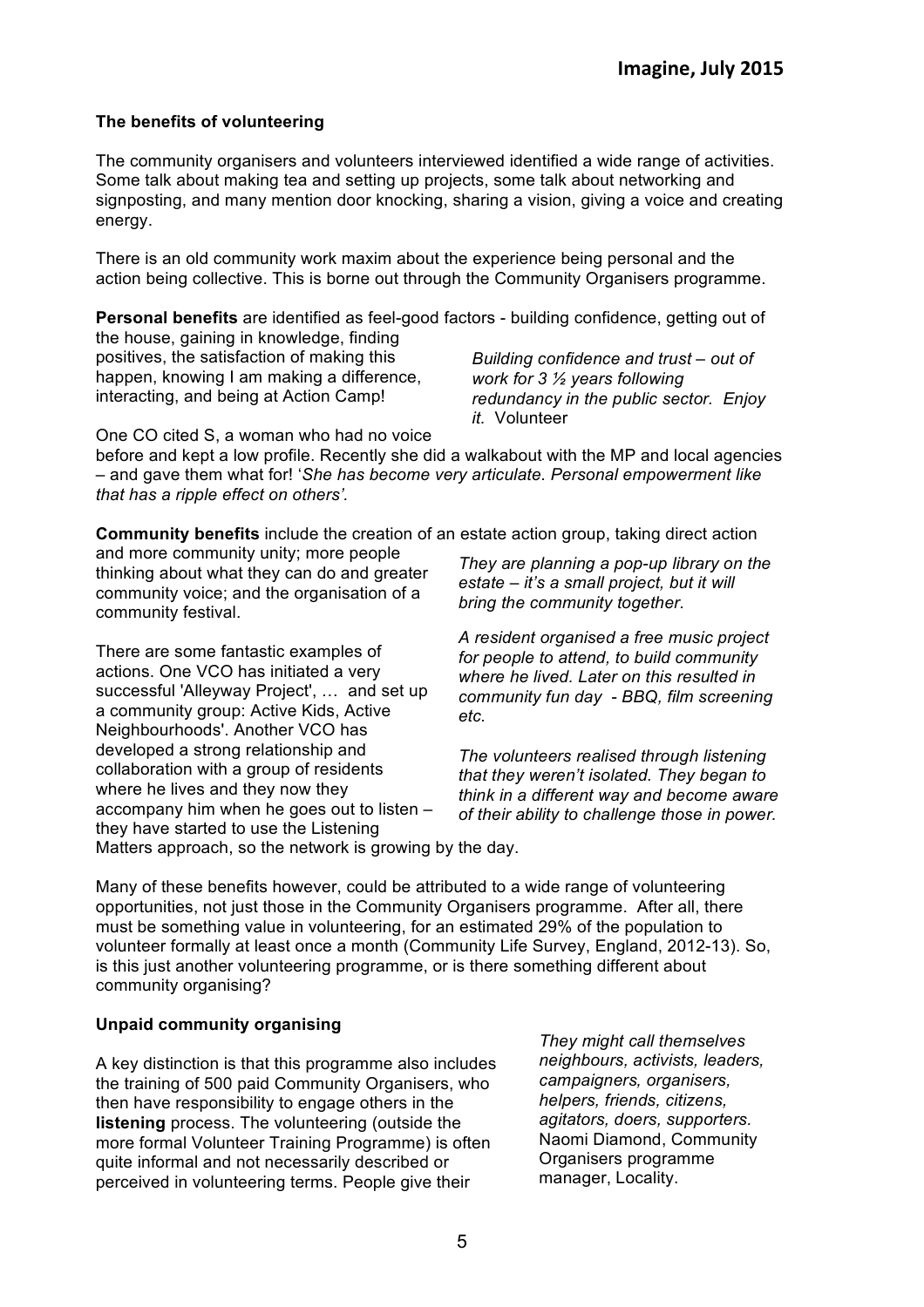### The benefits of volunteering

The community organisers and volunteers interviewed identified a wide range of activities. Some talk about making tea and setting up projects, some talk about networking and signposting, and many mention door knocking, sharing a vision, giving a voice and creating energy.

There is an old community work maxim about the experience being personal and the action being collective. This is borne out through the Community Organisers programme.

**Personal benefits** are identified as feel-good factors - building confidence, getting out of the house, gaining in knowledge, finding positives, the satisfaction of making this happen, knowing I am making a difference, interacting, and being at Action Camp!

> *Building confidence and trust – out of work for 3 ½ years following redundancy in the public sector. Enjoy it.* Volunteer

One CO cited S, a woman who had no voice before and kept a low profile. Recently she did a walkabout with the MP and local agencies – and gave them what for! '*She has become very articulate. Personal empowerment like that has a ripple effect on others'.*

**Community benefits** include the creation of an estate action group, taking direct action and more community unity; more people thinking about what they can do and greater community voice; and the organisation of a community festival.

There are some fantastic examples of actions. One VCO has initiated a very successful 'Alleyway Project', … and set up a community group: Active Kids, Active Neighbourhoods'. Another VCO has developed a strong relationship and collaboration with a group of residents where he lives and they now they accompany him when he goes out to listen – they have started to use the Listening Matters approach, so the network is growing by the day.

> *They are planning a pop-up library on the estate – it's a small project, but it will bring the community together.*
>
> *A resident organised a free music project for people to attend, to build community where he lived. Later on this resulted in community fun day - BBQ, film screening etc.*
>
> *The volunteers realised through listening that they weren't isolated. They began to think in a different way and become aware of their ability to challenge those in power.*

Many of these benefits however, could be attributed to a wide range of volunteering opportunities, not just those in the Community Organisers programme. After all, there must be something value in volunteering, for an estimated 29% of the population to volunteer formally at least once a month (Community Life Survey, England, 2012-13). So, is this just another volunteering programme, or is there something different about community organising?

### Unpaid community organising

A key distinction is that this programme also includes the training of 500 paid Community Organisers, who then have responsibility to engage others in the **listening** process. The volunteering (outside the more formal Volunteer Training Programme) is often quite informal and not necessarily described or perceived in volunteering terms. People give their

> *They might call themselves neighbours, activists, leaders, campaigners, organisers, helpers, friends, citizens, agitators, doers, supporters.* Naomi Diamond, Community Organisers programme manager, Locality.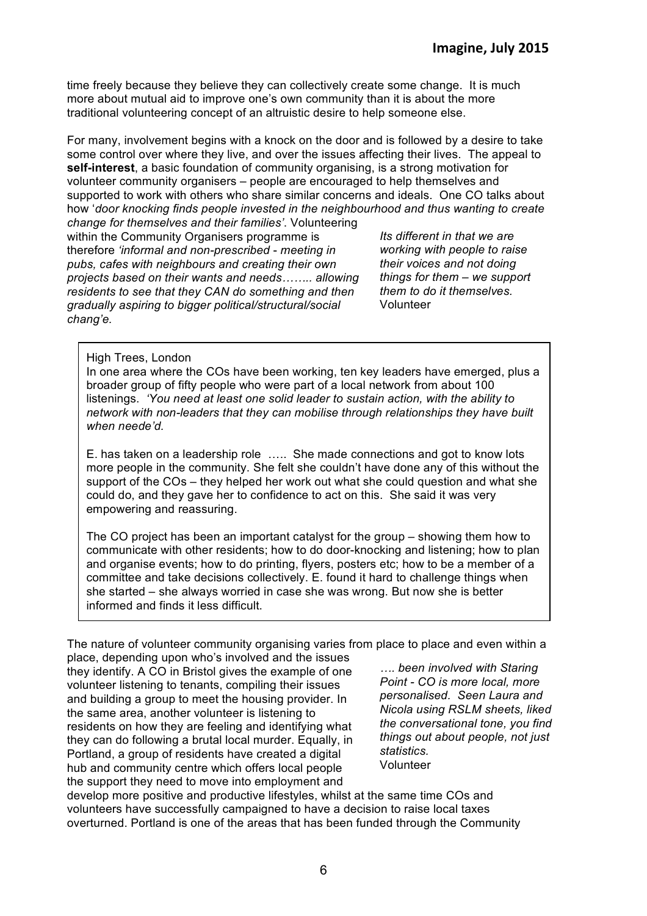time freely because they believe they can collectively create some change. It is much more about mutual aid to improve one's own community than it is about the more traditional volunteering concept of an altruistic desire to help someone else.

For many, involvement begins with a knock on the door and is followed by a desire to take some control over where they live, and over the issues affecting their lives. The appeal to **self-interest**, a basic foundation of community organising, is a strong motivation for volunteer community organisers – people are encouraged to help themselves and supported to work with others who share similar concerns and ideals. One CO talks about how '*door knocking finds people invested in the neighbourhood and thus wanting to create change for themselves and their families*'. Volunteering within the Community Organisers programme is therefore *'informal and non-prescribed - meeting in pubs, cafes with neighbours and creating their own projects based on their wants and needs…….. allowing residents to see that they CAN do something and then gradually aspiring to bigger political/structural/social chang'e.*

> *Its different in that we are working with people to raise their voices and not doing things for them – we support them to do it themselves.*
> Volunteer

High Trees, London

In one area where the COs have been working, ten key leaders have emerged, plus a broader group of fifty people who were part of a local network from about 100 listenings. *'You need at least one solid leader to sustain action, with the ability to network with non-leaders that they can mobilise through relationships they have built when neede'd.*

E. has taken on a leadership role ….. She made connections and got to know lots more people in the community. She felt she couldn't have done any of this without the support of the COs – they helped her work out what she could question and what she could do, and they gave her to confidence to act on this. She said it was very empowering and reassuring.

The CO project has been an important catalyst for the group – showing them how to communicate with other residents; how to do door-knocking and listening; how to plan and organise events; how to do printing, flyers, posters etc; how to be a member of a committee and take decisions collectively. E. found it hard to challenge things when she started – she always worried in case she was wrong. But now she is better informed and finds it less difficult.

The nature of volunteer community organising varies from place to place and even within a place, depending upon who's involved and the issues they identify. A CO in Bristol gives the example of one volunteer listening to tenants, compiling their issues and building a group to meet the housing provider. In the same area, another volunteer is listening to residents on how they are feeling and identifying what they can do following a brutal local murder. Equally, in Portland, a group of residents have created a digital hub and community centre which offers local people the support they need to move into employment and develop more positive and productive lifestyles, whilst at the same time COs and volunteers have successfully campaigned to have a decision to raise local taxes overturned. Portland is one of the areas that has been funded through the Community

> *…. been involved with Staring Point - CO is more local, more personalised. Seen Laura and Nicola using RSLM sheets, liked the conversational tone, you find things out about people, not just statistics.*
> Volunteer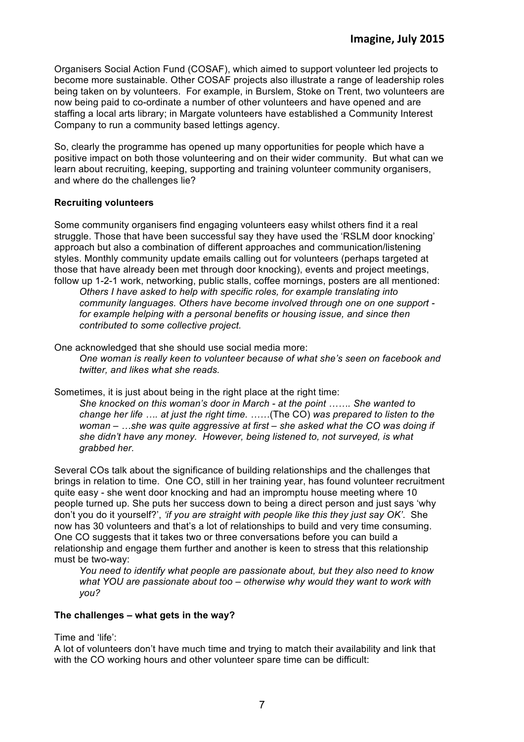Organisers Social Action Fund (COSAF), which aimed to support volunteer led projects to become more sustainable. Other COSAF projects also illustrate a range of leadership roles being taken on by volunteers. For example, in Burslem, Stoke on Trent, two volunteers are now being paid to co-ordinate a number of other volunteers and have opened and are staffing a local arts library; in Margate volunteers have established a Community Interest Company to run a community based lettings agency.

So, clearly the programme has opened up many opportunities for people which have a positive impact on both those volunteering and on their wider community. But what can we learn about recruiting, keeping, supporting and training volunteer community organisers, and where do the challenges lie?

**Recruiting volunteers**

Some community organisers find engaging volunteers easy whilst others find it a real struggle. Those that have been successful say they have used the 'RSLM door knocking' approach but also a combination of different approaches and communication/listening styles. Monthly community update emails calling out for volunteers (perhaps targeted at those that have already been met through door knocking), events and project meetings, follow up 1-2-1 work, networking, public stalls, coffee mornings, posters are all mentioned:

> *Others I have asked to help with specific roles, for example translating into community languages. Others have become involved through one on one support - for example helping with a personal benefits or housing issue, and since then contributed to some collective project.*

One acknowledged that she should use social media more:

> *One woman is really keen to volunteer because of what she's seen on facebook and twitter, and likes what she reads.*

Sometimes, it is just about being in the right place at the right time:

> *She knocked on this woman's door in March - at the point ……. She wanted to change her life …. at just the right time. ……*(The CO) *was prepared to listen to the woman – …she was quite aggressive at first – she asked what the CO was doing if she didn't have any money. However, being listened to, not surveyed, is what grabbed her.*

Several COs talk about the significance of building relationships and the challenges that brings in relation to time. One CO, still in her training year, has found volunteer recruitment quite easy - she went door knocking and had an impromptu house meeting where 10 people turned up. She puts her success down to being a direct person and just says 'why don't you do it yourself?', *'if you are straight with people like this they just say OK'*. She now has 30 volunteers and that's a lot of relationships to build and very time consuming. One CO suggests that it takes two or three conversations before you can build a relationship and engage them further and another is keen to stress that this relationship must be two-way:

> *You need to identify what people are passionate about, but they also need to know what YOU are passionate about too – otherwise why would they want to work with you?*

**The challenges – what gets in the way?**

Time and 'life':

A lot of volunteers don't have much time and trying to match their availability and link that with the CO working hours and other volunteer spare time can be difficult: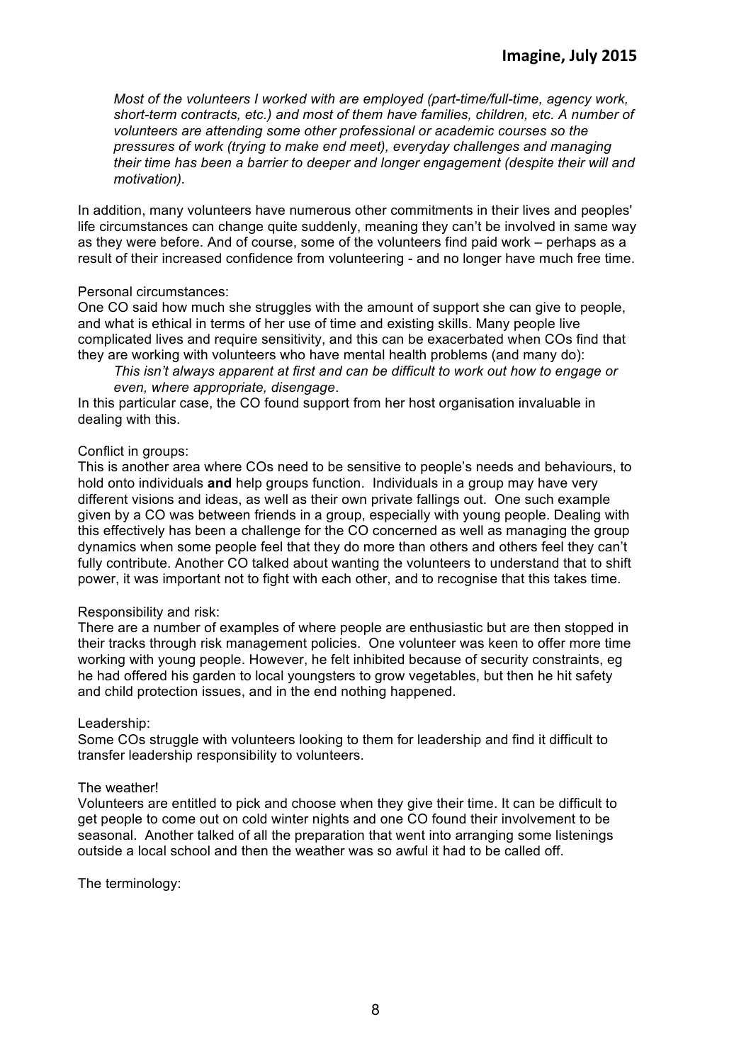*Most of the volunteers I worked with are employed (part-time/full-time, agency work, short-term contracts, etc.) and most of them have families, children, etc. A number of volunteers are attending some other professional or academic courses so the pressures of work (trying to make end meet), everyday challenges and managing their time has been a barrier to deeper and longer engagement (despite their will and motivation).*

In addition, many volunteers have numerous other commitments in their lives and peoples' life circumstances can change quite suddenly, meaning they can't be involved in same way as they were before. And of course, some of the volunteers find paid work – perhaps as a result of their increased confidence from volunteering - and no longer have much free time.

Personal circumstances:
One CO said how much she struggles with the amount of support she can give to people, and what is ethical in terms of her use of time and existing skills. Many people live complicated lives and require sensitivity, and this can be exacerbated when COs find that they are working with volunteers who have mental health problems (and many do):

*This isn't always apparent at first and can be difficult to work out how to engage or even, where appropriate, disengage.*

In this particular case, the CO found support from her host organisation invaluable in dealing with this.

Conflict in groups:
This is another area where COs need to be sensitive to people's needs and behaviours, to hold onto individuals **and** help groups function. Individuals in a group may have very different visions and ideas, as well as their own private fallings out. One such example given by a CO was between friends in a group, especially with young people. Dealing with this effectively has been a challenge for the CO concerned as well as managing the group dynamics when some people feel that they do more than others and others feel they can't fully contribute. Another CO talked about wanting the volunteers to understand that to shift power, it was important not to fight with each other, and to recognise that this takes time.

Responsibility and risk:
There are a number of examples of where people are enthusiastic but are then stopped in their tracks through risk management policies. One volunteer was keen to offer more time working with young people. However, he felt inhibited because of security constraints, eg he had offered his garden to local youngsters to grow vegetables, but then he hit safety and child protection issues, and in the end nothing happened.

Leadership:
Some COs struggle with volunteers looking to them for leadership and find it difficult to transfer leadership responsibility to volunteers.

The weather!
Volunteers are entitled to pick and choose when they give their time. It can be difficult to get people to come out on cold winter nights and one CO found their involvement to be seasonal. Another talked of all the preparation that went into arranging some listenings outside a local school and then the weather was so awful it had to be called off.

The terminology: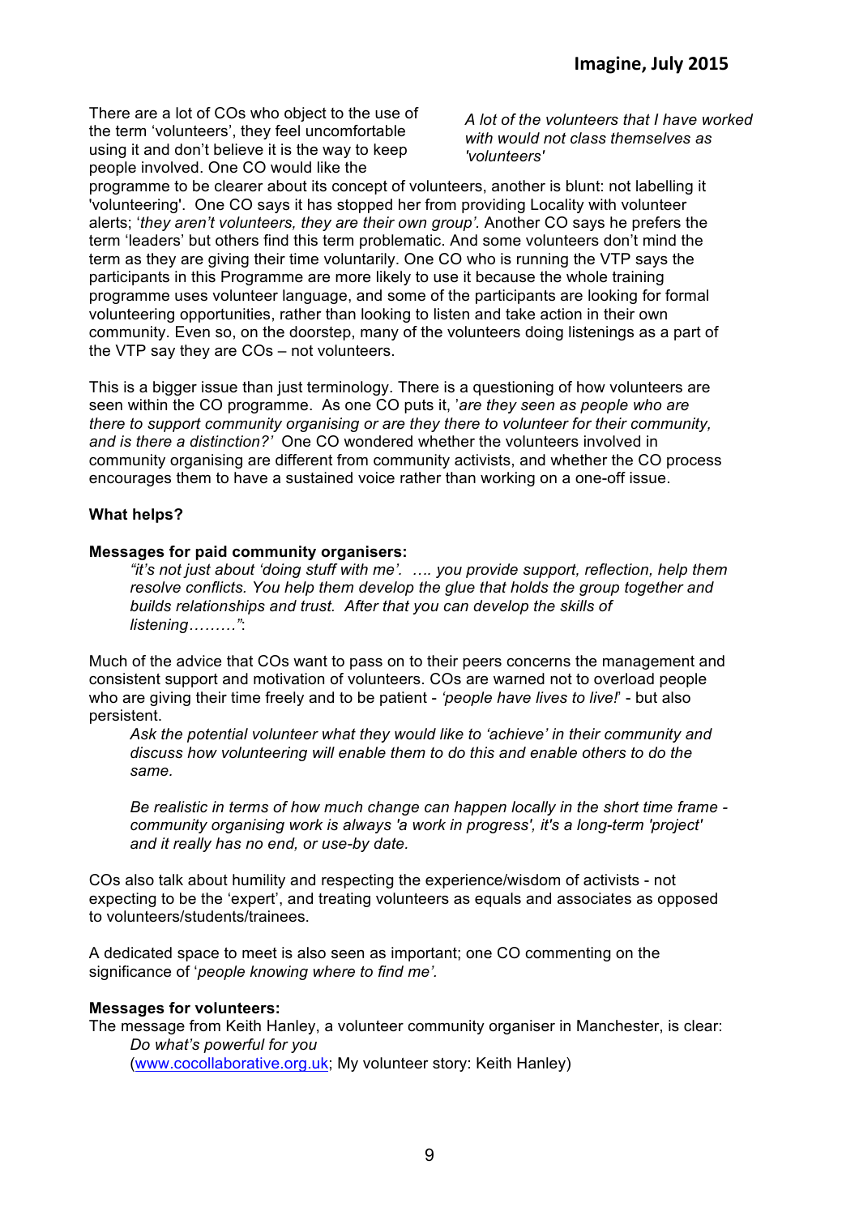*A lot of the volunteers that I have worked with would not class themselves as 'volunteers'*

There are a lot of COs who object to the use of the term 'volunteers', they feel uncomfortable using it and don't believe it is the way to keep people involved. One CO would like the programme to be clearer about its concept of volunteers, another is blunt: not labelling it 'volunteering'. One CO says it has stopped her from providing Locality with volunteer alerts; '*they aren't volunteers, they are their own group'*. Another CO says he prefers the term 'leaders' but others find this term problematic. And some volunteers don't mind the term as they are giving their time voluntarily. One CO who is running the VTP says the participants in this Programme are more likely to use it because the whole training programme uses volunteer language, and some of the participants are looking for formal volunteering opportunities, rather than looking to listen and take action in their own community. Even so, on the doorstep, many of the volunteers doing listenings as a part of the VTP say they are COs – not volunteers.

This is a bigger issue than just terminology. There is a questioning of how volunteers are seen within the CO programme. As one CO puts it, '*are they seen as people who are there to support community organising or are they there to volunteer for their community, and is there a distinction?'* One CO wondered whether the volunteers involved in community organising are different from community activists, and whether the CO process encourages them to have a sustained voice rather than working on a one-off issue.

**What helps?**

**Messages for paid community organisers:**

> *"it's not just about 'doing stuff with me'. …. you provide support, reflection, help them resolve conflicts. You help them develop the glue that holds the group together and builds relationships and trust. After that you can develop the skills of listening………"*:

Much of the advice that COs want to pass on to their peers concerns the management and consistent support and motivation of volunteers. COs are warned not to overload people who are giving their time freely and to be patient - *'people have lives to live!*' - but also persistent.

> *Ask the potential volunteer what they would like to 'achieve' in their community and discuss how volunteering will enable them to do this and enable others to do the same.*
>
> *Be realistic in terms of how much change can happen locally in the short time frame - community organising work is always 'a work in progress', it's a long-term 'project' and it really has no end, or use-by date.*

COs also talk about humility and respecting the experience/wisdom of activists - not expecting to be the 'expert', and treating volunteers as equals and associates as opposed to volunteers/students/trainees.

A dedicated space to meet is also seen as important; one CO commenting on the significance of '*people knowing where to find me'*.

**Messages for volunteers:**

The message from Keith Hanley, a volunteer community organiser in Manchester, is clear:

> *Do what's powerful for you*
> (www.cocollaborative.org.uk; My volunteer story: Keith Hanley)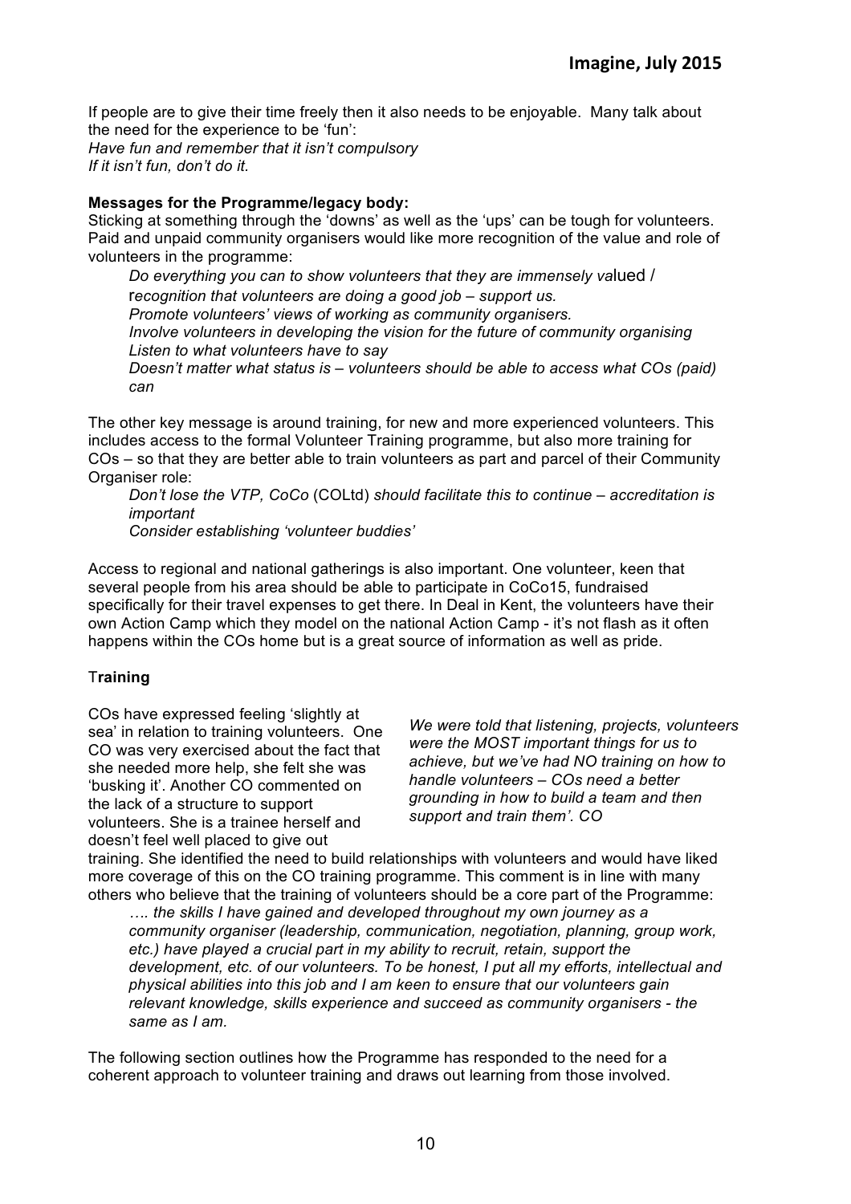If people are to give their time freely then it also needs to be enjoyable. Many talk about the need for the experience to be 'fun':
*Have fun and remember that it isn't compulsory*
*If it isn't fun, don't do it.*

**Messages for the Programme/legacy body:**
Sticking at something through the 'downs' as well as the 'ups' can be tough for volunteers. Paid and unpaid community organisers would like more recognition of the value and role of volunteers in the programme:

> *Do everything you can to show volunteers that they are immensely valued / recognition that volunteers are doing a good job – support us.*
> *Promote volunteers' views of working as community organisers.*
> *Involve volunteers in developing the vision for the future of community organising*
> *Listen to what volunteers have to say*
> *Doesn't matter what status is – volunteers should be able to access what COs (paid) can*

The other key message is around training, for new and more experienced volunteers. This includes access to the formal Volunteer Training programme, but also more training for COs – so that they are better able to train volunteers as part and parcel of their Community Organiser role:

> *Don't lose the VTP, CoCo* (COLtd) *should facilitate this to continue – accreditation is important*
> *Consider establishing 'volunteer buddies'*

Access to regional and national gatherings is also important. One volunteer, keen that several people from his area should be able to participate in CoCo15, fundraised specifically for their travel expenses to get there. In Deal in Kent, the volunteers have their own Action Camp which they model on the national Action Camp - it's not flash as it often happens within the COs home but is a great source of information as well as pride.

## Training

COs have expressed feeling 'slightly at sea' in relation to training volunteers. One CO was very exercised about the fact that she needed more help, she felt she was 'busking it'. Another CO commented on the lack of a structure to support volunteers. She is a trainee herself and doesn't feel well placed to give out training. She identified the need to build relationships with volunteers and would have liked more coverage of this on the CO training programme. This comment is in line with many others who believe that the training of volunteers should be a core part of the Programme:

> *We were told that listening, projects, volunteers were the MOST important things for us to achieve, but we've had NO training on how to handle volunteers – COs need a better grounding in how to build a team and then support and train them'. CO*

> *…. the skills I have gained and developed throughout my own journey as a community organiser (leadership, communication, negotiation, planning, group work, etc.) have played a crucial part in my ability to recruit, retain, support the development, etc. of our volunteers. To be honest, I put all my efforts, intellectual and physical abilities into this job and I am keen to ensure that our volunteers gain relevant knowledge, skills experience and succeed as community organisers - the same as I am.*

The following section outlines how the Programme has responded to the need for a coherent approach to volunteer training and draws out learning from those involved.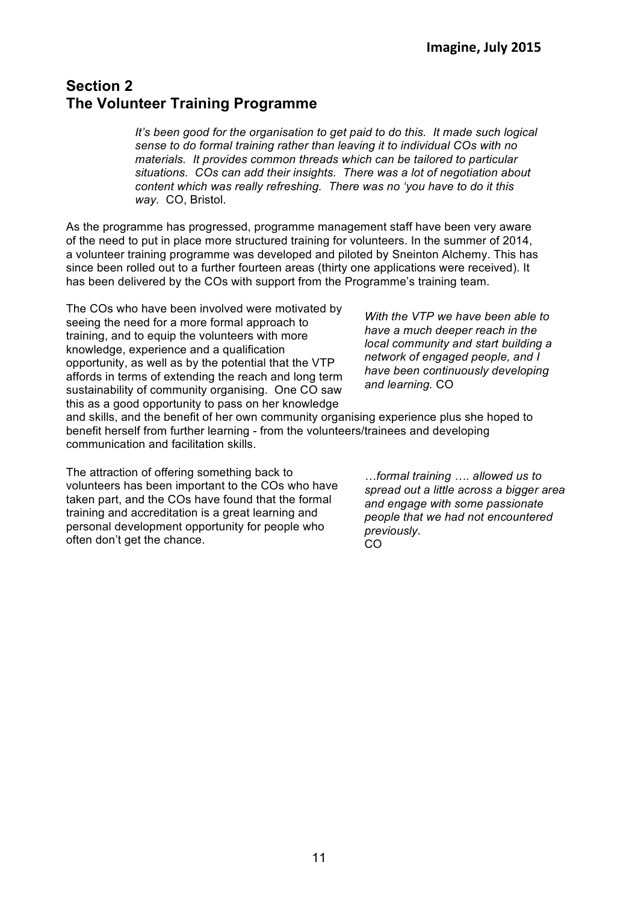## Section 2
## The Volunteer Training Programme

> *It's been good for the organisation to get paid to do this. It made such logical sense to do formal training rather than leaving it to individual COs with no materials. It provides common threads which can be tailored to particular situations. COs can add their insights. There was a lot of negotiation about content which was really refreshing. There was no 'you have to do it this way.'* CO, Bristol.

As the programme has progressed, programme management staff have been very aware of the need to put in place more structured training for volunteers. In the summer of 2014, a volunteer training programme was developed and piloted by Sneinton Alchemy. This has since been rolled out to a further fourteen areas (thirty one applications were received). It has been delivered by the COs with support from the Programme's training team.

The COs who have been involved were motivated by seeing the need for a more formal approach to training, and to equip the volunteers with more knowledge, experience and a qualification opportunity, as well as by the potential that the VTP affords in terms of extending the reach and long term sustainability of community organising. One CO saw this as a good opportunity to pass on her knowledge and skills, and the benefit of her own community organising experience plus she hoped to benefit herself from further learning - from the volunteers/trainees and developing communication and facilitation skills.

> *With the VTP we have been able to have a much deeper reach in the local community and start building a network of engaged people, and I have been continuously developing and learning.* CO

The attraction of offering something back to volunteers has been important to the COs who have taken part, and the COs have found that the formal training and accreditation is a great learning and personal development opportunity for people who often don't get the chance.

> *…formal training …. allowed us to spread out a little across a bigger area and engage with some passionate people that we had not encountered previously.*
> CO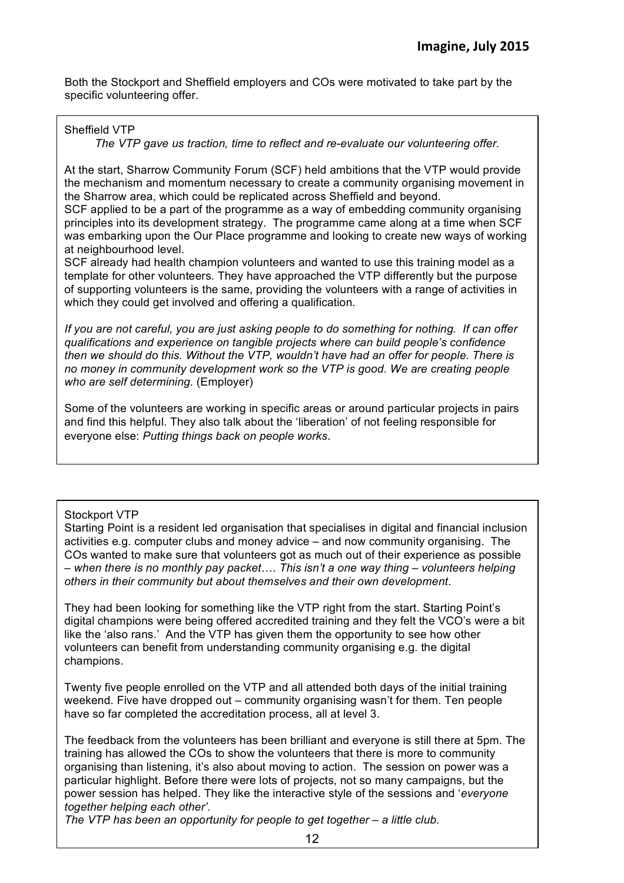Both the Stockport and Sheffield employers and COs were motivated to take part by the specific volunteering offer.

### Sheffield VTP

*The VTP gave us traction, time to reflect and re-evaluate our volunteering offer.*

At the start, Sharrow Community Forum (SCF) held ambitions that the VTP would provide the mechanism and momentum necessary to create a community organising movement in the Sharrow area, which could be replicated across Sheffield and beyond.

SCF applied to be a part of the programme as a way of embedding community organising principles into its development strategy. The programme came along at a time when SCF was embarking upon the Our Place programme and looking to create new ways of working at neighbourhood level.

SCF already had health champion volunteers and wanted to use this training model as a template for other volunteers. They have approached the VTP differently but the purpose of supporting volunteers is the same, providing the volunteers with a range of activities in which they could get involved and offering a qualification.

*If you are not careful, you are just asking people to do something for nothing. If can offer qualifications and experience on tangible projects where can build people's confidence then we should do this. Without the VTP, wouldn't have had an offer for people. There is no money in community development work so the VTP is good. We are creating people who are self determining.* (Employer)

Some of the volunteers are working in specific areas or around particular projects in pairs and find this helpful. They also talk about the 'liberation' of not feeling responsible for everyone else: *Putting things back on people works*.

### Stockport VTP

Starting Point is a resident led organisation that specialises in digital and financial inclusion activities e.g. computer clubs and money advice – and now community organising. The COs wanted to make sure that volunteers got as much out of their experience as possible – *when there is no monthly pay packet…. This isn't a one way thing – volunteers helping others in their community but about themselves and their own development*.

They had been looking for something like the VTP right from the start. Starting Point's digital champions were being offered accredited training and they felt the VCO's were a bit like the 'also rans.' And the VTP has given them the opportunity to see how other volunteers can benefit from understanding community organising e.g. the digital champions.

Twenty five people enrolled on the VTP and all attended both days of the initial training weekend. Five have dropped out – community organising wasn't for them. Ten people have so far completed the accreditation process, all at level 3.

The feedback from the volunteers has been brilliant and everyone is still there at 5pm. The training has allowed the COs to show the volunteers that there is more to community organising than listening, it's also about moving to action. The session on power was a particular highlight. Before there were lots of projects, not so many campaigns, but the power session has helped. They like the interactive style of the sessions and '*everyone together helping each other'.*

*The VTP has been an opportunity for people to get together – a little club.*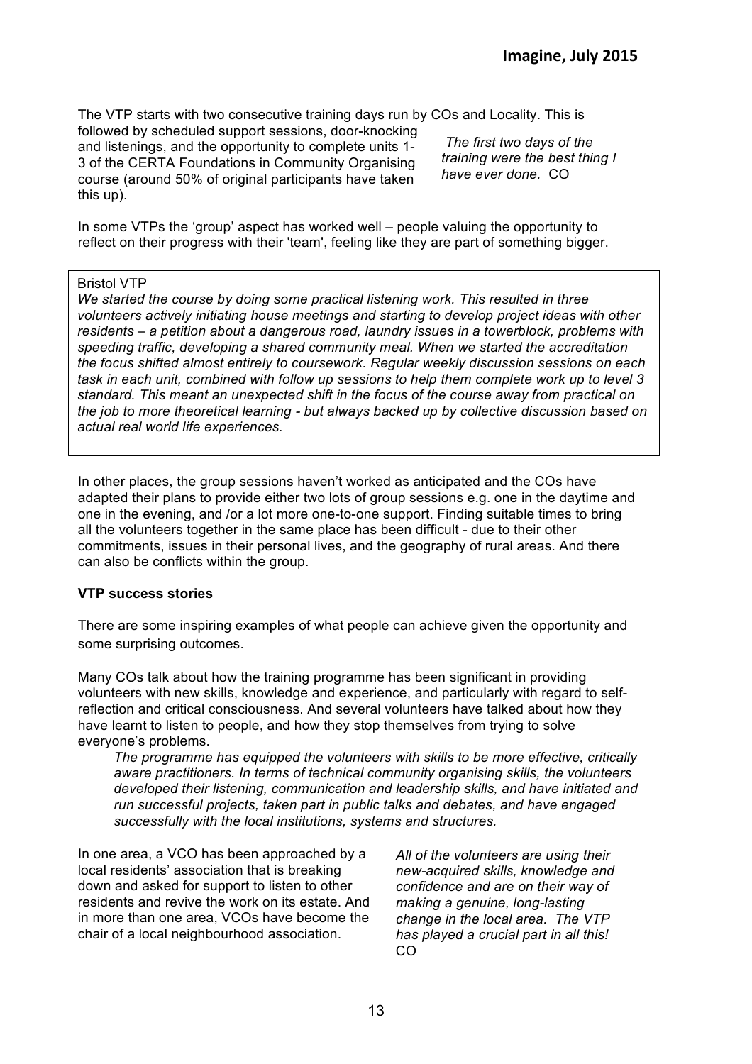The VTP starts with two consecutive training days run by COs and Locality. This is followed by scheduled support sessions, door-knocking and listenings, and the opportunity to complete units 1-3 of the CERTA Foundations in Community Organising course (around 50% of original participants have taken this up).

*The first two days of the training were the best thing I have ever done.* CO

In some VTPs the 'group' aspect has worked well – people valuing the opportunity to reflect on their progress with their 'team', feeling like they are part of something bigger.

> Bristol VTP
>
> *We started the course by doing some practical listening work. This resulted in three volunteers actively initiating house meetings and starting to develop project ideas with other residents – a petition about a dangerous road, laundry issues in a towerblock, problems with speeding traffic, developing a shared community meal. When we started the accreditation the focus shifted almost entirely to coursework. Regular weekly discussion sessions on each task in each unit, combined with follow up sessions to help them complete work up to level 3 standard. This meant an unexpected shift in the focus of the course away from practical on the job to more theoretical learning - but always backed up by collective discussion based on actual real world life experiences.*

In other places, the group sessions haven't worked as anticipated and the COs have adapted their plans to provide either two lots of group sessions e.g. one in the daytime and one in the evening, and /or a lot more one-to-one support. Finding suitable times to bring all the volunteers together in the same place has been difficult - due to their other commitments, issues in their personal lives, and the geography of rural areas. And there can also be conflicts within the group.

**VTP success stories**

There are some inspiring examples of what people can achieve given the opportunity and some surprising outcomes.

Many COs talk about how the training programme has been significant in providing volunteers with new skills, knowledge and experience, and particularly with regard to self-reflection and critical consciousness. And several volunteers have talked about how they have learnt to listen to people, and how they stop themselves from trying to solve everyone's problems.

> *The programme has equipped the volunteers with skills to be more effective, critically aware practitioners. In terms of technical community organising skills, the volunteers developed their listening, communication and leadership skills, and have initiated and run successful projects, taken part in public talks and debates, and have engaged successfully with the local institutions, systems and structures.*

In one area, a VCO has been approached by a local residents' association that is breaking down and asked for support to listen to other residents and revive the work on its estate. And in more than one area, VCOs have become the chair of a local neighbourhood association.

*All of the volunteers are using their new-acquired skills, knowledge and confidence and are on their way of making a genuine, long-lasting change in the local area. The VTP has played a crucial part in all this!* CO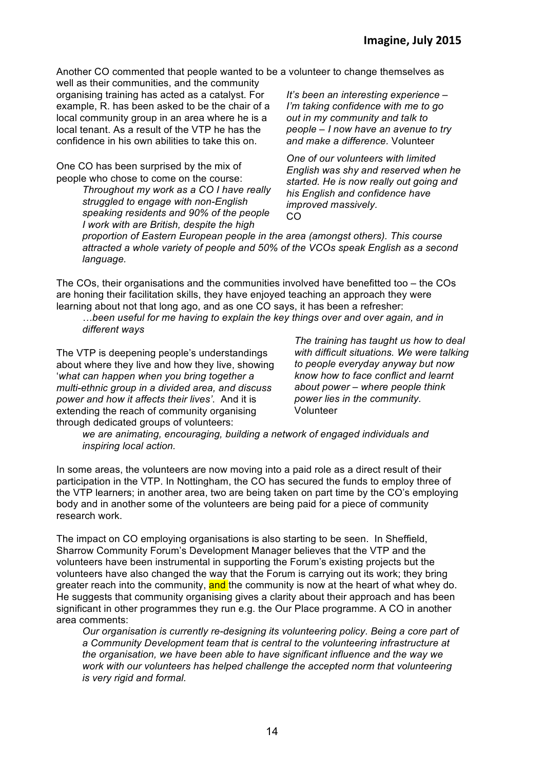Another CO commented that people wanted to be a volunteer to change themselves as well as their communities, and the community organising training has acted as a catalyst. For example, R. has been asked to be the chair of a local community group in an area where he is a local tenant. As a result of the VTP he has the confidence in his own abilities to take this on.

> *It's been an interesting experience – I'm taking confidence with me to go out in my community and talk to people – I now have an avenue to try and make a difference.* Volunteer

> *One of our volunteers with limited English was shy and reserved when he started. He is now really out going and his English and confidence have improved massively.* CO

One CO has been surprised by the mix of people who chose to come on the course:

> *Throughout my work as a CO I have really struggled to engage with non-English speaking residents and 90% of the people I work with are British, despite the high proportion of Eastern European people in the area (amongst others). This course attracted a whole variety of people and 50% of the VCOs speak English as a second language.*

The COs, their organisations and the communities involved have benefitted too – the COs are honing their facilitation skills, they have enjoyed teaching an approach they were learning about not that long ago, and as one CO says, it has been a refresher:

> *…been useful for me having to explain the key things over and over again, and in different ways*

The VTP is deepening people's understandings about where they live and how they live, showing '*what can happen when you bring together a multi-ethnic group in a divided area, and discuss power and how it affects their lives'*. And it is extending the reach of community organising through dedicated groups of volunteers:

> *we are animating, encouraging, building a network of engaged individuals and inspiring local action.*

> *The training has taught us how to deal with difficult situations. We were talking to people everyday anyway but now know how to face conflict and learnt about power – where people think power lies in the community.* Volunteer

In some areas, the volunteers are now moving into a paid role as a direct result of their participation in the VTP. In Nottingham, the CO has secured the funds to employ three of the VTP learners; in another area, two are being taken on part time by the CO's employing body and in another some of the volunteers are being paid for a piece of community research work.

The impact on CO employing organisations is also starting to be seen. In Sheffield, Sharrow Community Forum's Development Manager believes that the VTP and the volunteers have been instrumental in supporting the Forum's existing projects but the volunteers have also changed the way that the Forum is carrying out its work; they bring greater reach into the community, and the community is now at the heart of what whey do. He suggests that community organising gives a clarity about their approach and has been significant in other programmes they run e.g. the Our Place programme. A CO in another area comments:

> *Our organisation is currently re-designing its volunteering policy. Being a core part of a Community Development team that is central to the volunteering infrastructure at the organisation, we have been able to have significant influence and the way we work with our volunteers has helped challenge the accepted norm that volunteering is very rigid and formal.*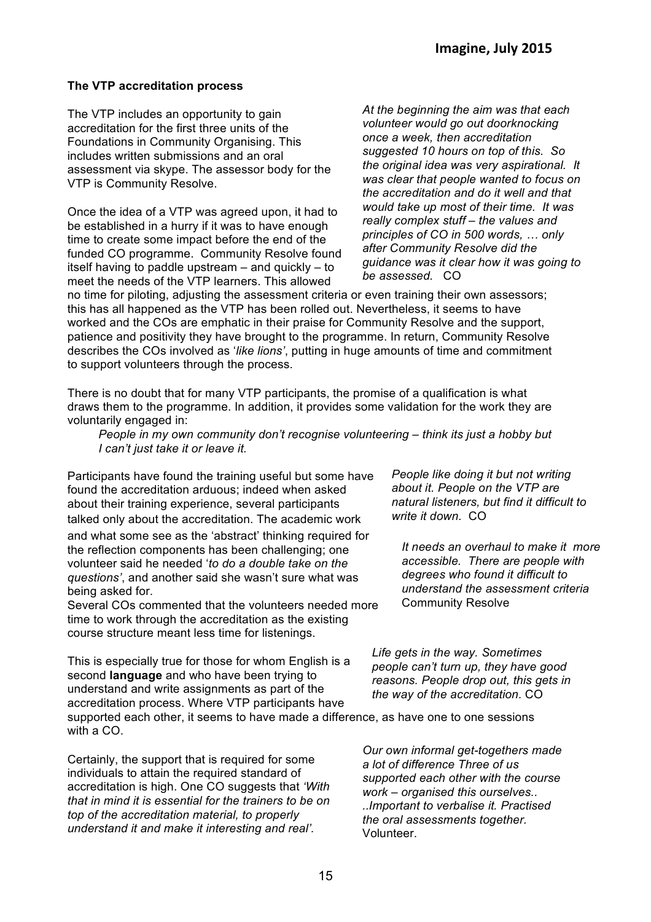### The VTP accreditation process

The VTP includes an opportunity to gain accreditation for the first three units of the Foundations in Community Organising. This includes written submissions and an oral assessment via skype. The assessor body for the VTP is Community Resolve.

Once the idea of a VTP was agreed upon, it had to be established in a hurry if it was to have enough time to create some impact before the end of the funded CO programme. Community Resolve found itself having to paddle upstream – and quickly – to meet the needs of the VTP learners. This allowed no time for piloting, adjusting the assessment criteria or even training their own assessors; this has all happened as the VTP has been rolled out. Nevertheless, it seems to have worked and the COs are emphatic in their praise for Community Resolve and the support, patience and positivity they have brought to the programme. In return, Community Resolve describes the COs involved as '*like lions*', putting in huge amounts of time and commitment to support volunteers through the process.

> *At the beginning the aim was that each volunteer would go out doorknocking once a week, then accreditation suggested 10 hours on top of this. So the original idea was very aspirational. It was clear that people wanted to focus on the accreditation and do it well and that would take up most of their time. It was really complex stuff – the values and principles of CO in 500 words, … only after Community Resolve did the guidance was it clear how it was going to be assessed.* CO

There is no doubt that for many VTP participants, the promise of a qualification is what draws them to the programme. In addition, it provides some validation for the work they are voluntarily engaged in:

> *People in my own community don't recognise volunteering – think its just a hobby but I can't just take it or leave it.*

Participants have found the training useful but some have found the accreditation arduous; indeed when asked about their training experience, several participants talked only about the accreditation. The academic work and what some see as the 'abstract' thinking required for the reflection components has been challenging; one volunteer said he needed '*to do a double take on the questions*', and another said she wasn't sure what was being asked for.

Several COs commented that the volunteers needed more time to work through the accreditation as the existing course structure meant less time for listenings.

> *People like doing it but not writing about it. People on the VTP are natural listeners, but find it difficult to write it down.* CO

> *It needs an overhaul to make it more accessible. There are people with degrees who found it difficult to understand the assessment criteria* Community Resolve

This is especially true for those for whom English is a second **language** and who have been trying to understand and write assignments as part of the accreditation process. Where VTP participants have supported each other, it seems to have made a difference, as have one to one sessions with a CO.

> *Life gets in the way. Sometimes people can't turn up, they have good reasons. People drop out, this gets in the way of the accreditation.* CO

Certainly, the support that is required for some individuals to attain the required standard of accreditation is high. One CO suggests that *'With that in mind it is essential for the trainers to be on top of the accreditation material, to properly understand it and make it interesting and real'.*

> *Our own informal get-togethers made a lot of difference Three of us supported each other with the course work – organised this ourselves.. ..Important to verbalise it. Practised the oral assessments together.* Volunteer.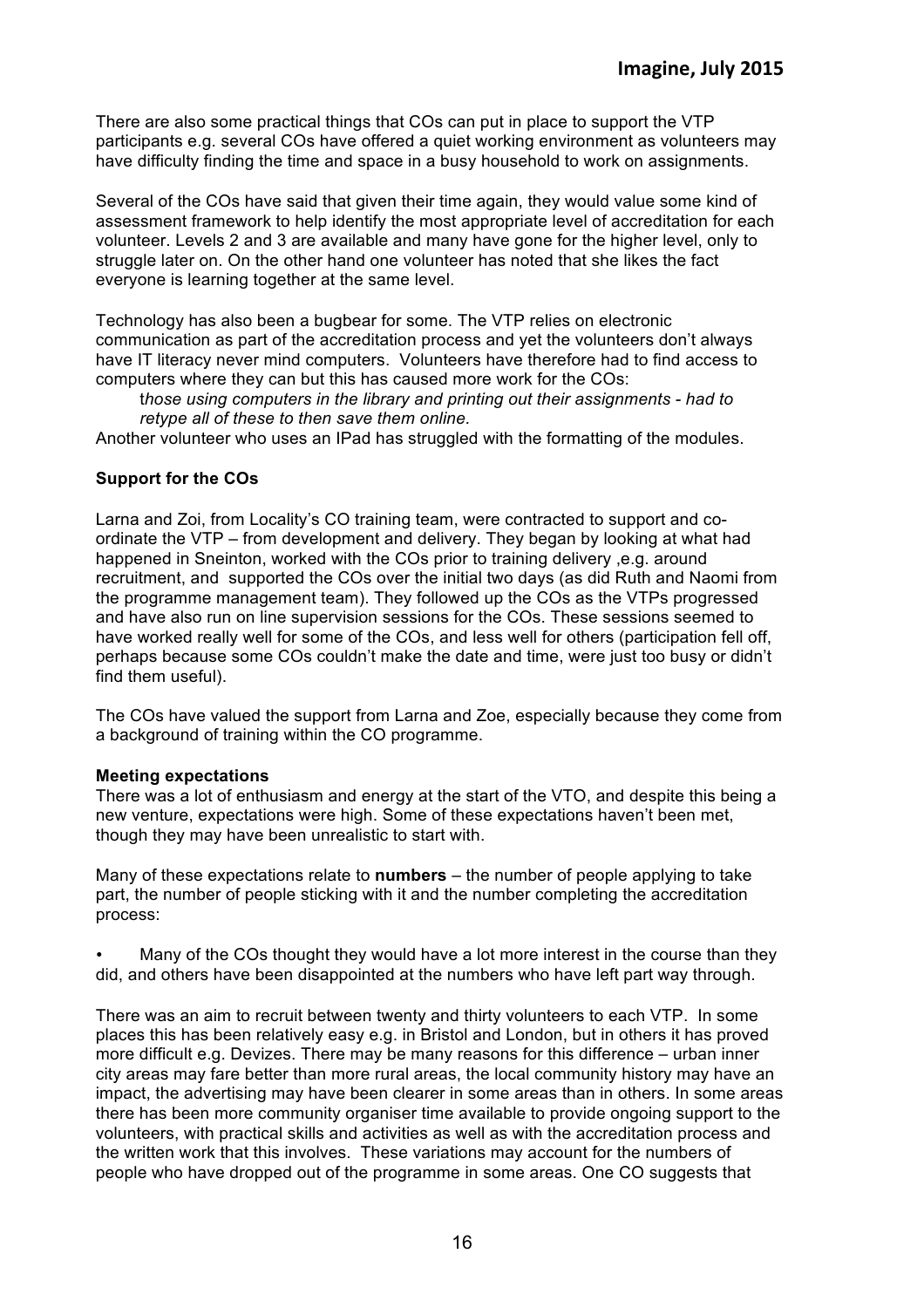There are also some practical things that COs can put in place to support the VTP participants e.g. several COs have offered a quiet working environment as volunteers may have difficulty finding the time and space in a busy household to work on assignments.

Several of the COs have said that given their time again, they would value some kind of assessment framework to help identify the most appropriate level of accreditation for each volunteer. Levels 2 and 3 are available and many have gone for the higher level, only to struggle later on. On the other hand one volunteer has noted that she likes the fact everyone is learning together at the same level.

Technology has also been a bugbear for some. The VTP relies on electronic communication as part of the accreditation process and yet the volunteers don't always have IT literacy never mind computers. Volunteers have therefore had to find access to computers where they can but this has caused more work for the COs:

> t*hose using computers in the library and printing out their assignments - had to retype all of these to then save them online.*

Another volunteer who uses an IPad has struggled with the formatting of the modules.

**Support for the COs**

Larna and Zoi, from Locality's CO training team, were contracted to support and co-ordinate the VTP – from development and delivery. They began by looking at what had happened in Sneinton, worked with the COs prior to training delivery ,e.g. around recruitment, and supported the COs over the initial two days (as did Ruth and Naomi from the programme management team). They followed up the COs as the VTPs progressed and have also run on line supervision sessions for the COs. These sessions seemed to have worked really well for some of the COs, and less well for others (participation fell off, perhaps because some COs couldn't make the date and time, were just too busy or didn't find them useful).

The COs have valued the support from Larna and Zoe, especially because they come from a background of training within the CO programme.

**Meeting expectations**

There was a lot of enthusiasm and energy at the start of the VTO, and despite this being a new venture, expectations were high. Some of these expectations haven't been met, though they may have been unrealistic to start with.

Many of these expectations relate to **numbers** – the number of people applying to take part, the number of people sticking with it and the number completing the accreditation process:

- Many of the COs thought they would have a lot more interest in the course than they did, and others have been disappointed at the numbers who have left part way through.

There was an aim to recruit between twenty and thirty volunteers to each VTP. In some places this has been relatively easy e.g. in Bristol and London, but in others it has proved more difficult e.g. Devizes. There may be many reasons for this difference – urban inner city areas may fare better than more rural areas, the local community history may have an impact, the advertising may have been clearer in some areas than in others. In some areas there has been more community organiser time available to provide ongoing support to the volunteers, with practical skills and activities as well as with the accreditation process and the written work that this involves. These variations may account for the numbers of people who have dropped out of the programme in some areas. One CO suggests that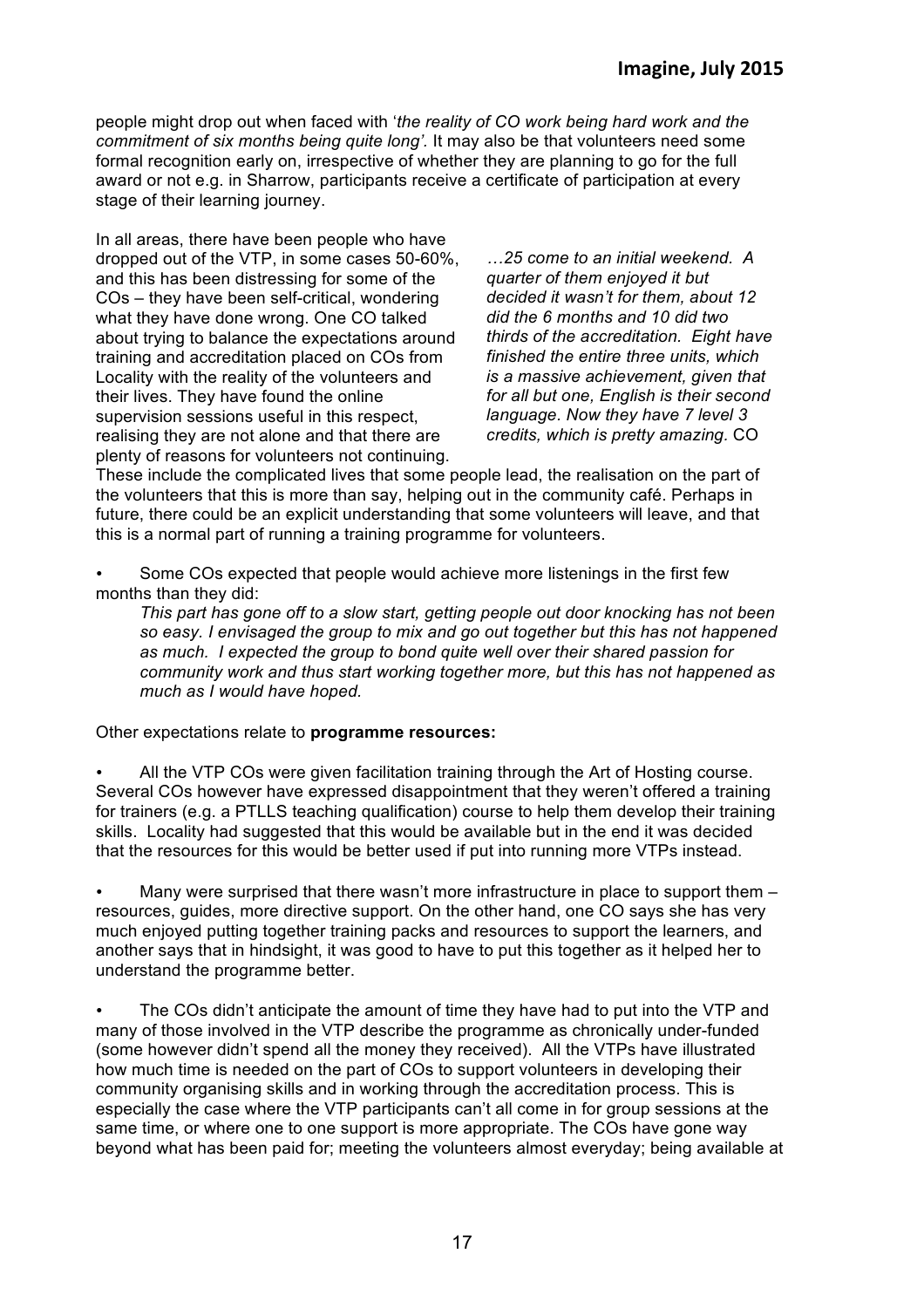people might drop out when faced with '*the reality of CO work being hard work and the commitment of six months being quite long'.* It may also be that volunteers need some formal recognition early on, irrespective of whether they are planning to go for the full award or not e.g. in Sharrow, participants receive a certificate of participation at every stage of their learning journey.

In all areas, there have been people who have dropped out of the VTP, in some cases 50-60%, and this has been distressing for some of the COs – they have been self-critical, wondering what they have done wrong. One CO talked about trying to balance the expectations around training and accreditation placed on COs from Locality with the reality of the volunteers and their lives. They have found the online supervision sessions useful in this respect, realising they are not alone and that there are plenty of reasons for volunteers not continuing. These include the complicated lives that some people lead, the realisation on the part of the volunteers that this is more than say, helping out in the community café. Perhaps in future, there could be an explicit understanding that some volunteers will leave, and that this is a normal part of running a training programme for volunteers.

*…25 come to an initial weekend. A quarter of them enjoyed it but decided it wasn't for them, about 12 did the 6 months and 10 did two thirds of the accreditation. Eight have finished the entire three units, which is a massive achievement, given that for all but one, English is their second language. Now they have 7 level 3 credits, which is pretty amazing.* CO

- Some COs expected that people would achieve more listenings in the first few months than they did:

  *This part has gone off to a slow start, getting people out door knocking has not been so easy. I envisaged the group to mix and go out together but this has not happened as much. I expected the group to bond quite well over their shared passion for community work and thus start working together more, but this has not happened as much as I would have hoped.*

Other expectations relate to **programme resources:**

- All the VTP COs were given facilitation training through the Art of Hosting course. Several COs however have expressed disappointment that they weren't offered a training for trainers (e.g. a PTLLS teaching qualification) course to help them develop their training skills. Locality had suggested that this would be available but in the end it was decided that the resources for this would be better used if put into running more VTPs instead.

- Many were surprised that there wasn't more infrastructure in place to support them – resources, guides, more directive support. On the other hand, one CO says she has very much enjoyed putting together training packs and resources to support the learners, and another says that in hindsight, it was good to have to put this together as it helped her to understand the programme better.

- The COs didn't anticipate the amount of time they have had to put into the VTP and many of those involved in the VTP describe the programme as chronically under-funded (some however didn't spend all the money they received). All the VTPs have illustrated how much time is needed on the part of COs to support volunteers in developing their community organising skills and in working through the accreditation process. This is especially the case where the VTP participants can't all come in for group sessions at the same time, or where one to one support is more appropriate. The COs have gone way beyond what has been paid for; meeting the volunteers almost everyday; being available at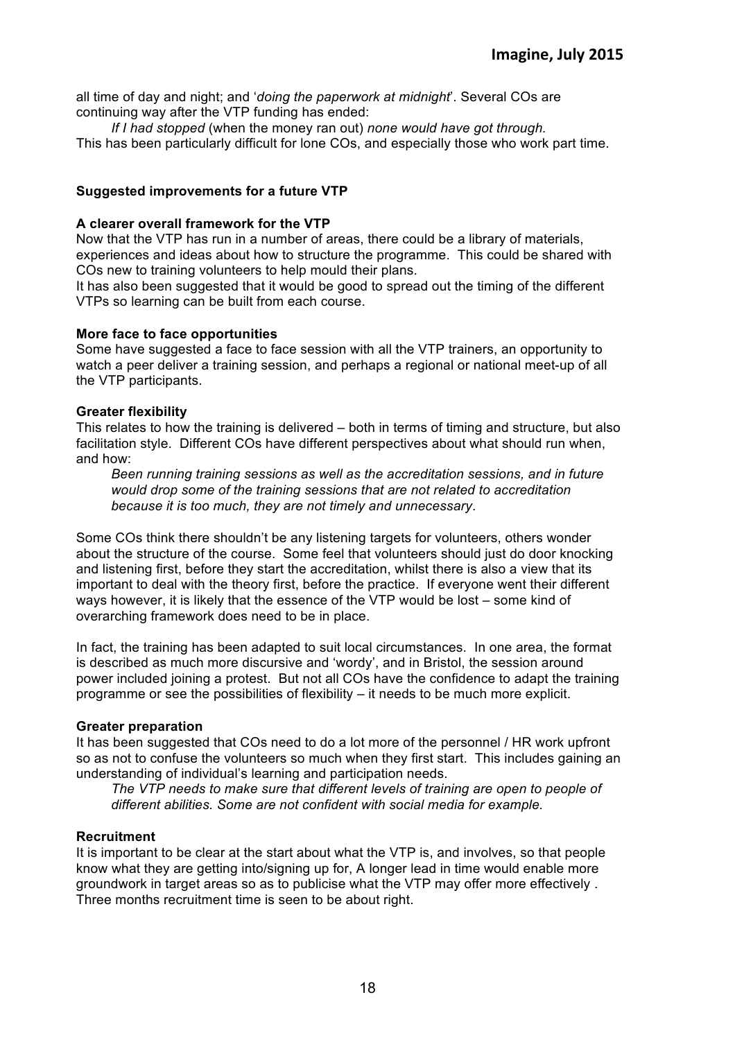all time of day and night; and '*doing the paperwork at midnight*'. Several COs are continuing way after the VTP funding has ended:

> *If I had stopped* (when the money ran out) *none would have got through.*

This has been particularly difficult for lone COs, and especially those who work part time.

**Suggested improvements for a future VTP**

**A clearer overall framework for the VTP**

Now that the VTP has run in a number of areas, there could be a library of materials, experiences and ideas about how to structure the programme. This could be shared with COs new to training volunteers to help mould their plans.

It has also been suggested that it would be good to spread out the timing of the different VTPs so learning can be built from each course.

**More face to face opportunities**

Some have suggested a face to face session with all the VTP trainers, an opportunity to watch a peer deliver a training session, and perhaps a regional or national meet-up of all the VTP participants.

**Greater flexibility**

This relates to how the training is delivered – both in terms of timing and structure, but also facilitation style. Different COs have different perspectives about what should run when, and how:

> *Been running training sessions as well as the accreditation sessions, and in future would drop some of the training sessions that are not related to accreditation because it is too much, they are not timely and unnecessary*.

Some COs think there shouldn't be any listening targets for volunteers, others wonder about the structure of the course. Some feel that volunteers should just do door knocking and listening first, before they start the accreditation, whilst there is also a view that its important to deal with the theory first, before the practice. If everyone went their different ways however, it is likely that the essence of the VTP would be lost – some kind of overarching framework does need to be in place.

In fact, the training has been adapted to suit local circumstances. In one area, the format is described as much more discursive and 'wordy', and in Bristol, the session around power included joining a protest. But not all COs have the confidence to adapt the training programme or see the possibilities of flexibility – it needs to be much more explicit.

**Greater preparation**

It has been suggested that COs need to do a lot more of the personnel / HR work upfront so as not to confuse the volunteers so much when they first start. This includes gaining an understanding of individual's learning and participation needs.

> *The VTP needs to make sure that different levels of training are open to people of different abilities. Some are not confident with social media for example.*

**Recruitment**

It is important to be clear at the start about what the VTP is, and involves, so that people know what they are getting into/signing up for, A longer lead in time would enable more groundwork in target areas so as to publicise what the VTP may offer more effectively . Three months recruitment time is seen to be about right.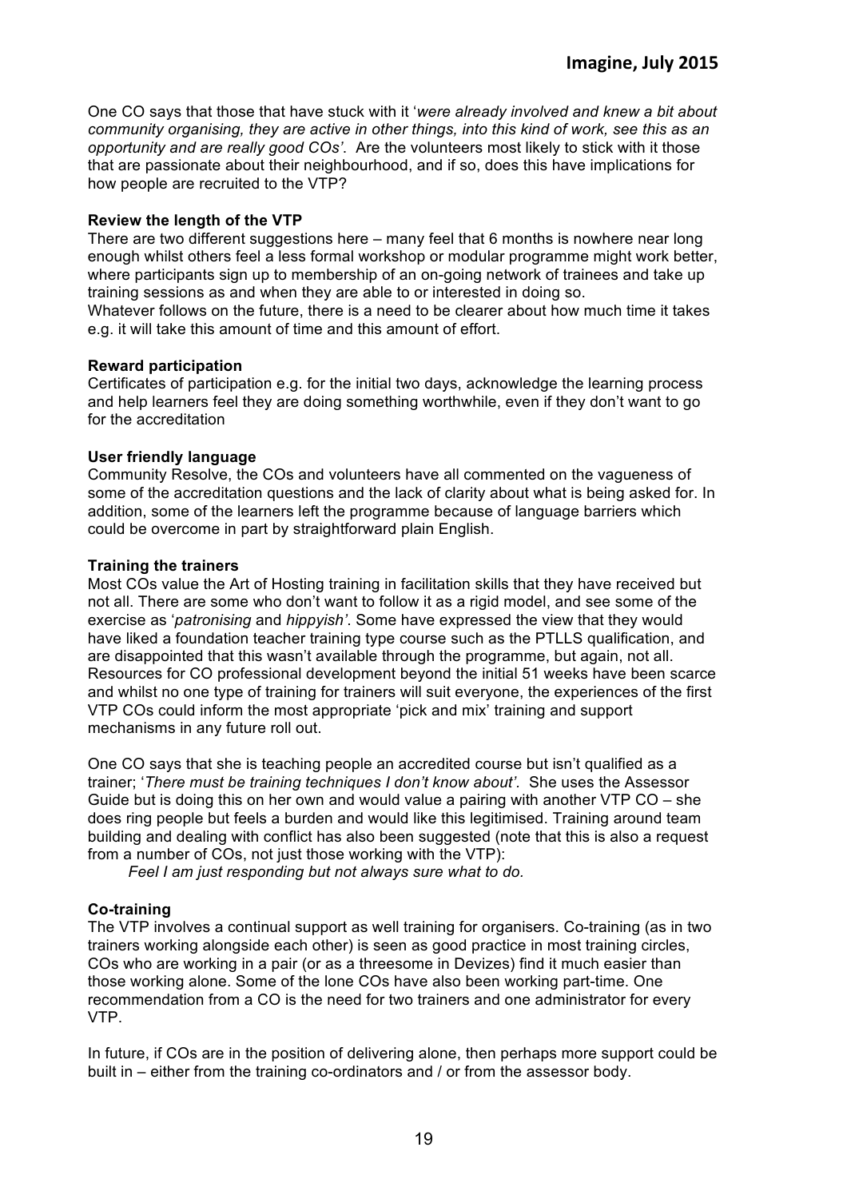One CO says that those that have stuck with it '*were already involved and knew a bit about community organising, they are active in other things, into this kind of work, see this as an opportunity and are really good COs'*. Are the volunteers most likely to stick with it those that are passionate about their neighbourhood, and if so, does this have implications for how people are recruited to the VTP?

**Review the length of the VTP**

There are two different suggestions here – many feel that 6 months is nowhere near long enough whilst others feel a less formal workshop or modular programme might work better, where participants sign up to membership of an on-going network of trainees and take up training sessions as and when they are able to or interested in doing so.
Whatever follows on the future, there is a need to be clearer about how much time it takes e.g. it will take this amount of time and this amount of effort.

**Reward participation**

Certificates of participation e.g. for the initial two days, acknowledge the learning process and help learners feel they are doing something worthwhile, even if they don't want to go for the accreditation

**User friendly language**

Community Resolve, the COs and volunteers have all commented on the vagueness of some of the accreditation questions and the lack of clarity about what is being asked for. In addition, some of the learners left the programme because of language barriers which could be overcome in part by straightforward plain English.

**Training the trainers**

Most COs value the Art of Hosting training in facilitation skills that they have received but not all. There are some who don't want to follow it as a rigid model, and see some of the exercise as '*patronising* and *hippyish'*. Some have expressed the view that they would have liked a foundation teacher training type course such as the PTLLS qualification, and are disappointed that this wasn't available through the programme, but again, not all. Resources for CO professional development beyond the initial 51 weeks have been scarce and whilst no one type of training for trainers will suit everyone, the experiences of the first VTP COs could inform the most appropriate 'pick and mix' training and support mechanisms in any future roll out.

One CO says that she is teaching people an accredited course but isn't qualified as a trainer; '*There must be training techniques I don't know about'.* She uses the Assessor Guide but is doing this on her own and would value a pairing with another VTP CO – she does ring people but feels a burden and would like this legitimised. Training around team building and dealing with conflict has also been suggested (note that this is also a request from a number of COs, not just those working with the VTP):

*Feel I am just responding but not always sure what to do.*

**Co-training**

The VTP involves a continual support as well training for organisers. Co-training (as in two trainers working alongside each other) is seen as good practice in most training circles, COs who are working in a pair (or as a threesome in Devizes) find it much easier than those working alone. Some of the lone COs have also been working part-time. One recommendation from a CO is the need for two trainers and one administrator for every VTP.

In future, if COs are in the position of delivering alone, then perhaps more support could be built in – either from the training co-ordinators and / or from the assessor body.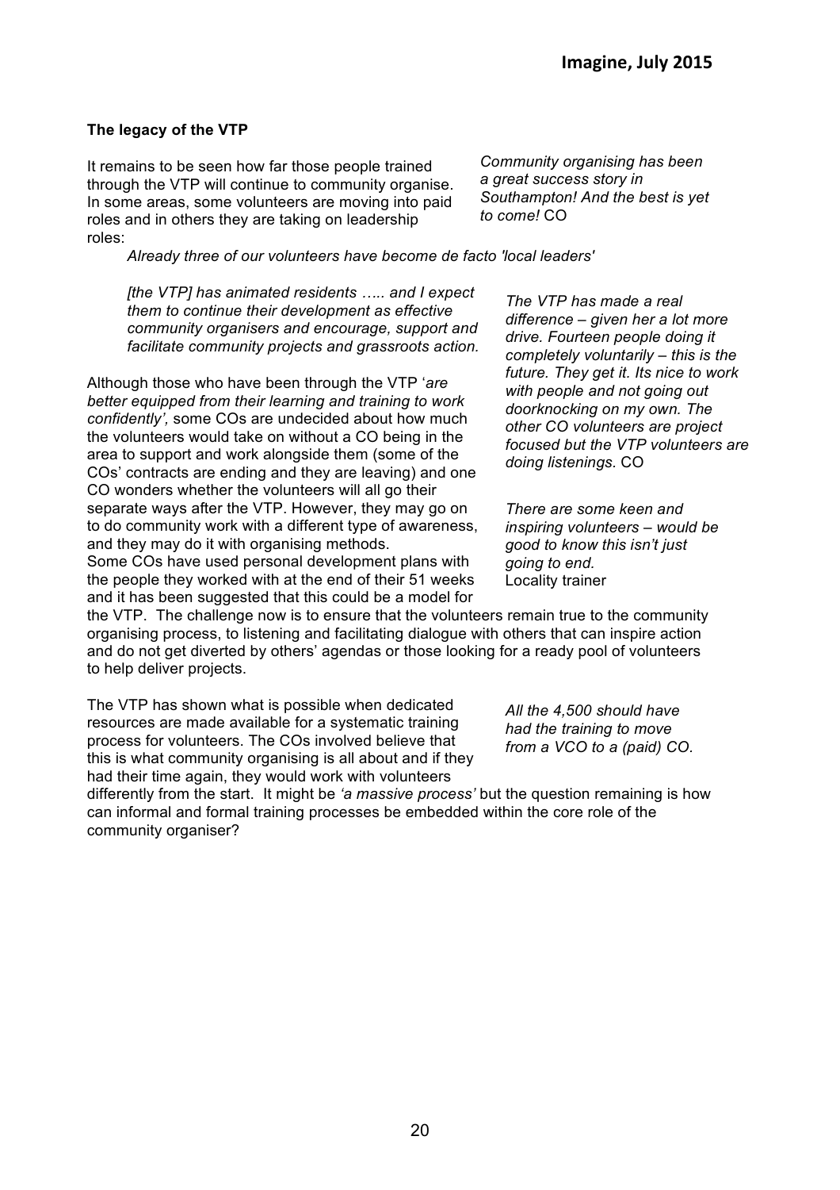### The legacy of the VTP

It remains to be seen how far those people trained through the VTP will continue to community organise. In some areas, some volunteers are moving into paid roles and in others they are taking on leadership roles:

> *Already three of our volunteers have become de facto 'local leaders'*

> *[the VTP] has animated residents ….. and I expect them to continue their development as effective community organisers and encourage, support and facilitate community projects and grassroots action.*

Although those who have been through the VTP '*are better equipped from their learning and training to work confidently',* some COs are undecided about how much the volunteers would take on without a CO being in the area to support and work alongside them (some of the COs' contracts are ending and they are leaving) and one CO wonders whether the volunteers will all go their separate ways after the VTP. However, they may go on to do community work with a different type of awareness, and they may do it with organising methods.

Some COs have used personal development plans with the people they worked with at the end of their 51 weeks and it has been suggested that this could be a model for the VTP. The challenge now is to ensure that the volunteers remain true to the community organising process, to listening and facilitating dialogue with others that can inspire action and do not get diverted by others' agendas or those looking for a ready pool of volunteers to help deliver projects.

The VTP has shown what is possible when dedicated resources are made available for a systematic training process for volunteers. The COs involved believe that this is what community organising is all about and if they had their time again, they would work with volunteers differently from the start. It might be *'a massive process'* but the question remaining is how can informal and formal training processes be embedded within the core role of the community organiser?

*Community organising has been a great success story in Southampton! And the best is yet to come!* CO

*The VTP has made a real difference – given her a lot more drive. Fourteen people doing it completely voluntarily – this is the future. They get it. Its nice to work with people and not going out doorknocking on my own. The other CO volunteers are project focused but the VTP volunteers are doing listenings.* CO

*There are some keen and inspiring volunteers – would be good to know this isn't just going to end.*
Locality trainer

*All the 4,500 should have had the training to move from a VCO to a (paid) CO.*